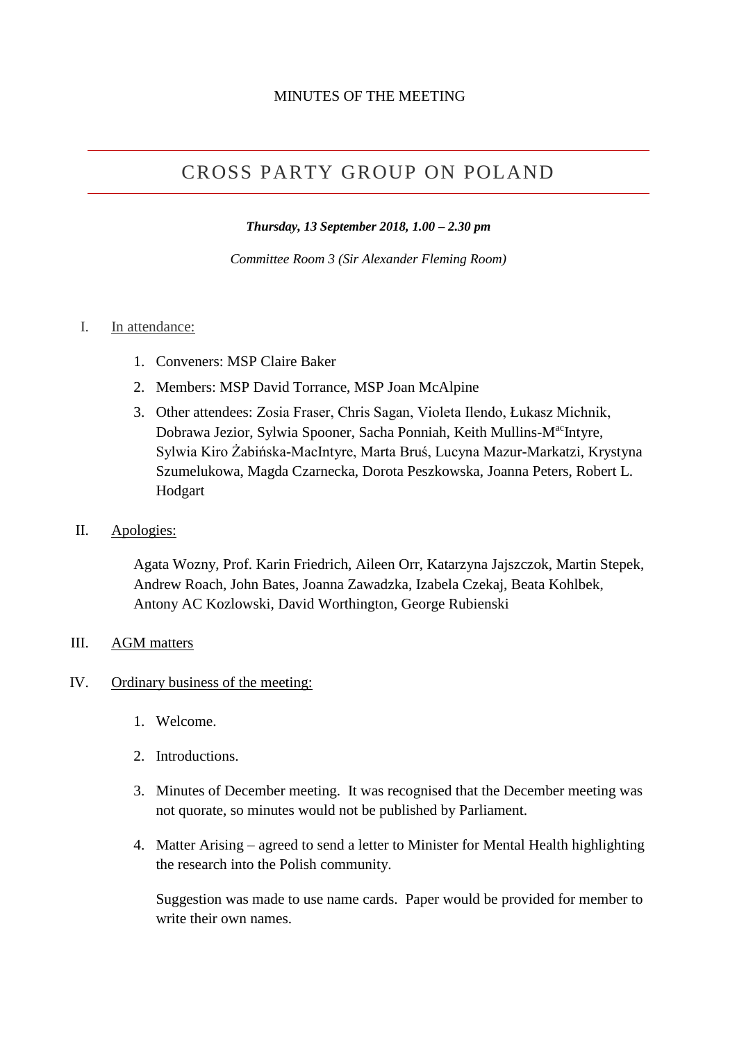MINUTES OF THE MEETING

# CROSS PARTY GROUP ON POLAND

***Thursday, 13 September 2018, 1.00 – 2.30 pm***

*Committee Room 3 (Sir Alexander Fleming Room)*

I. In attendance:

1. Conveners: MSP Claire Baker
2. Members: MSP David Torrance, MSP Joan McAlpine
3. Other attendees: Zosia Fraser, Chris Sagan, Violeta Ilendo, Łukasz Michnik, Dobrawa Jezior, Sylwia Spooner, Sacha Ponniah, Keith Mullins-M[ac]Intyre, Sylwia Kiro Żabińska-MacIntyre, Marta Bruś, Lucyna Mazur-Markatzi, Krystyna Szumelukowa, Magda Czarnecka, Dorota Peszkowska, Joanna Peters, Robert L. Hodgart

II. Apologies:

Agata Wozny, Prof. Karin Friedrich, Aileen Orr, Katarzyna Jajszczok, Martin Stepek, Andrew Roach, John Bates, Joanna Zawadzka, Izabela Czekaj, Beata Kohlbek, Antony AC Kozlowski, David Worthington, George Rubienski

III. AGM matters

IV. Ordinary business of the meeting:

1. Welcome.
2. Introductions.
3. Minutes of December meeting. It was recognised that the December meeting was not quorate, so minutes would not be published by Parliament.
4. Matter Arising – agreed to send a letter to Minister for Mental Health highlighting the research into the Polish community.

   Suggestion was made to use name cards. Paper would be provided for member to write their own names.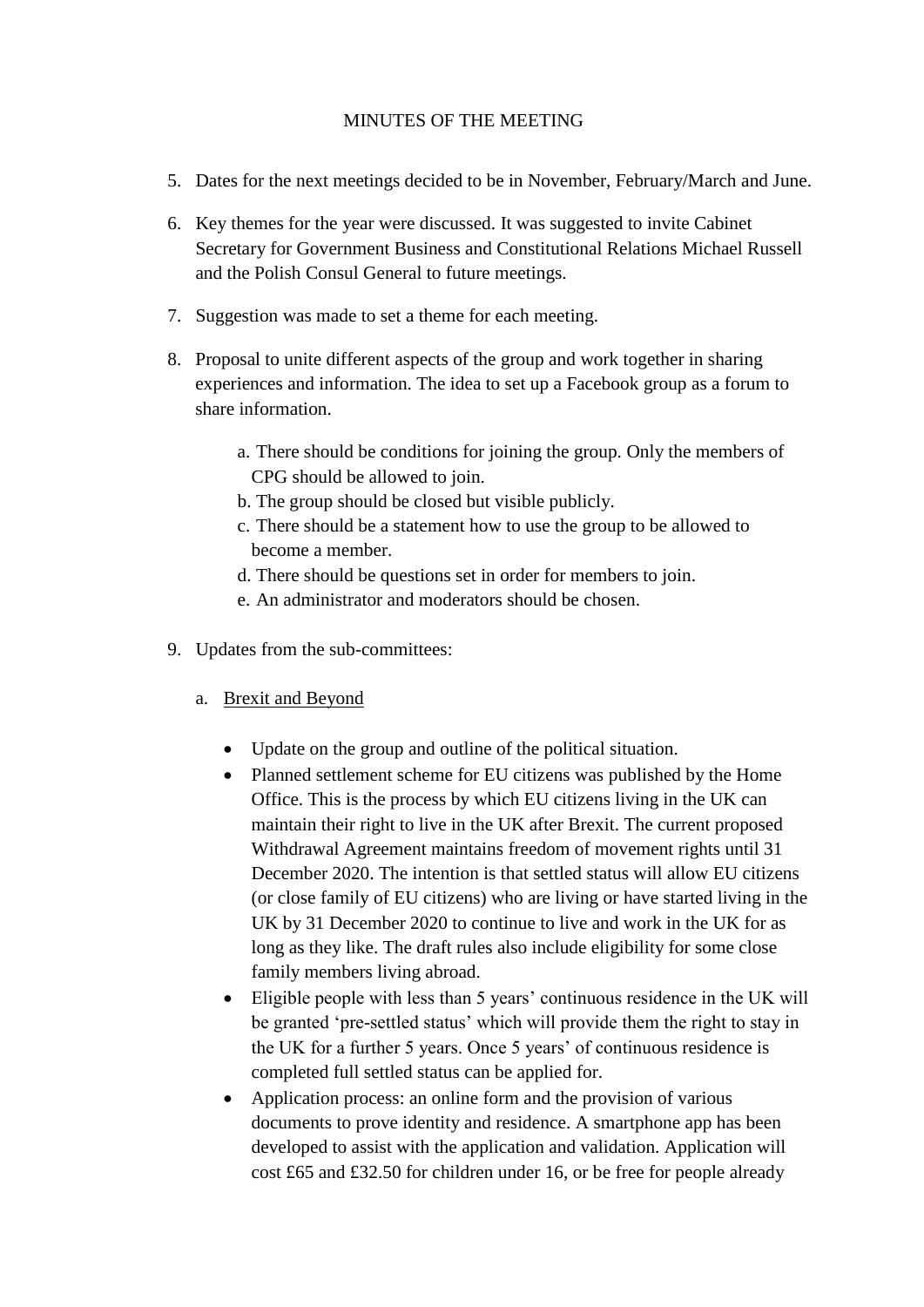MINUTES OF THE MEETING

5. Dates for the next meetings decided to be in November, February/March and June.

6. Key themes for the year were discussed. It was suggested to invite Cabinet Secretary for Government Business and Constitutional Relations Michael Russell and the Polish Consul General to future meetings.

7. Suggestion was made to set a theme for each meeting.

8. Proposal to unite different aspects of the group and work together in sharing experiences and information. The idea to set up a Facebook group as a forum to share information.

    a. There should be conditions for joining the group. Only the members of CPG should be allowed to join.
    b. The group should be closed but visible publicly.
    c. There should be a statement how to use the group to be allowed to become a member.
    d. There should be questions set in order for members to join.
    e. An administrator and moderators should be chosen.

9. Updates from the sub-committees:

    a. <u>Brexit and Beyond</u>

    - Update on the group and outline of the political situation.
    - Planned settlement scheme for EU citizens was published by the Home Office. This is the process by which EU citizens living in the UK can maintain their right to live in the UK after Brexit. The current proposed Withdrawal Agreement maintains freedom of movement rights until 31 December 2020. The intention is that settled status will allow EU citizens (or close family of EU citizens) who are living or have started living in the UK by 31 December 2020 to continue to live and work in the UK for as long as they like. The draft rules also include eligibility for some close family members living abroad.
    - Eligible people with less than 5 years' continuous residence in the UK will be granted 'pre-settled status' which will provide them the right to stay in the UK for a further 5 years. Once 5 years' of continuous residence is completed full settled status can be applied for.
    - Application process: an online form and the provision of various documents to prove identity and residence. A smartphone app has been developed to assist with the application and validation. Application will cost £65 and £32.50 for children under 16, or be free for people already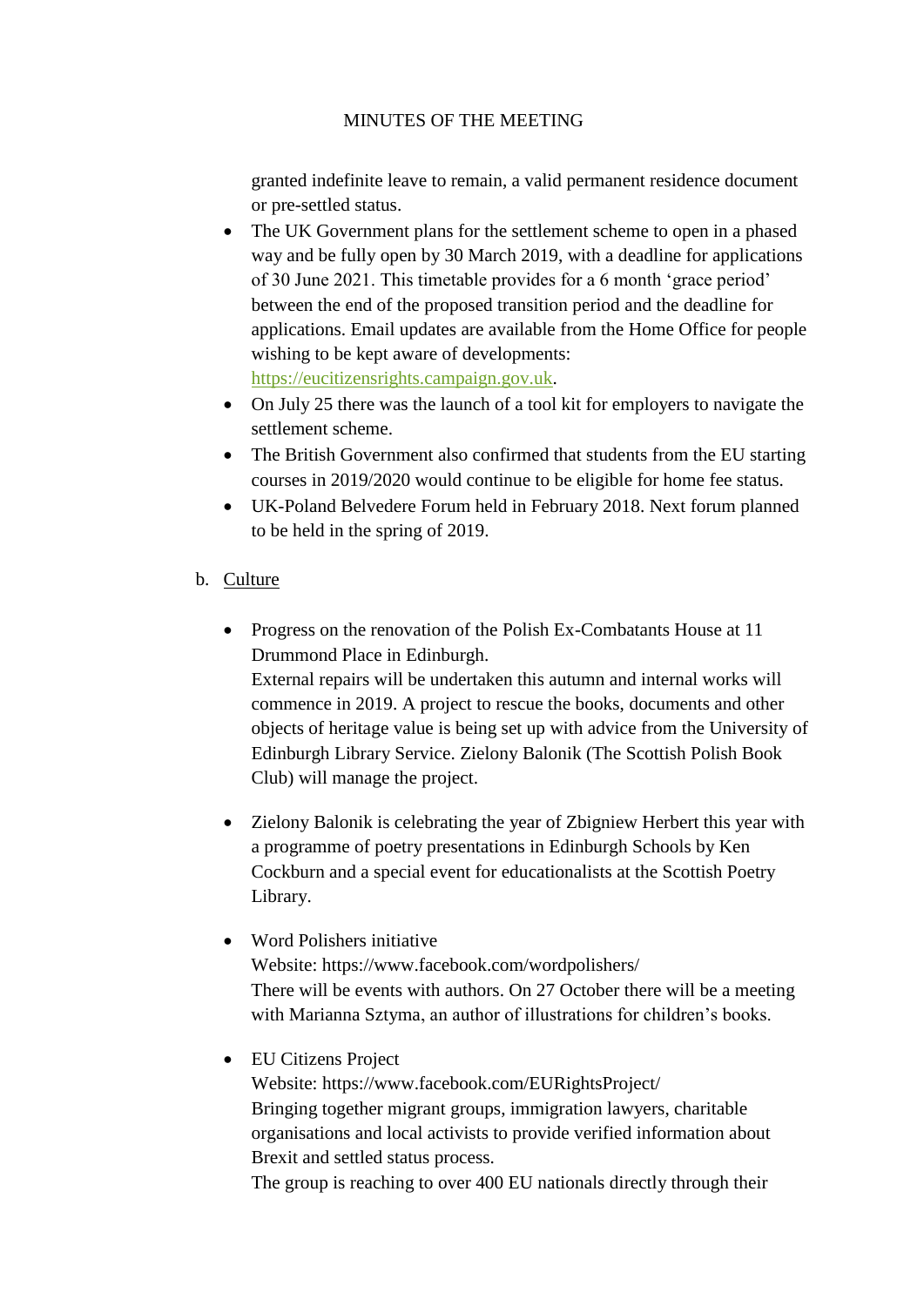granted indefinite leave to remain, a valid permanent residence document or pre-settled status.

- The UK Government plans for the settlement scheme to open in a phased way and be fully open by 30 March 2019, with a deadline for applications of 30 June 2021. This timetable provides for a 6 month 'grace period' between the end of the proposed transition period and the deadline for applications. Email updates are available from the Home Office for people wishing to be kept aware of developments: https://eucitizensrights.campaign.gov.uk.
- On July 25 there was the launch of a tool kit for employers to navigate the settlement scheme.
- The British Government also confirmed that students from the EU starting courses in 2019/2020 would continue to be eligible for home fee status.
- UK-Poland Belvedere Forum held in February 2018. Next forum planned to be held in the spring of 2019.

b. <u>Culture</u>

- Progress on the renovation of the Polish Ex-Combatants House at 11 Drummond Place in Edinburgh.
  External repairs will be undertaken this autumn and internal works will commence in 2019. A project to rescue the books, documents and other objects of heritage value is being set up with advice from the University of Edinburgh Library Service. Zielony Balonik (The Scottish Polish Book Club) will manage the project.

- Zielony Balonik is celebrating the year of Zbigniew Herbert this year with a programme of poetry presentations in Edinburgh Schools by Ken Cockburn and a special event for educationalists at the Scottish Poetry Library.

- Word Polishers initiative
  Website: https://www.facebook.com/wordpolishers/
  There will be events with authors. On 27 October there will be a meeting with Marianna Sztyma, an author of illustrations for children's books.

- EU Citizens Project
  Website: https://www.facebook.com/EURightsProject/
  Bringing together migrant groups, immigration lawyers, charitable organisations and local activists to provide verified information about Brexit and settled status process.
  The group is reaching to over 400 EU nationals directly through their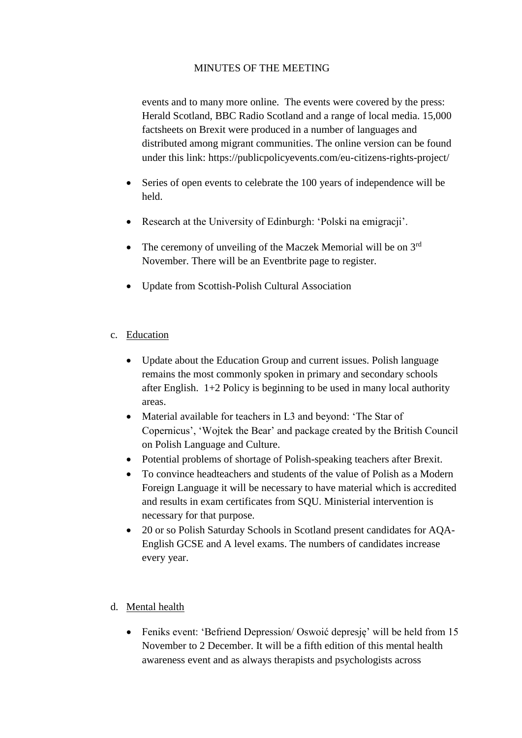events and to many more online. The events were covered by the press: Herald Scotland, BBC Radio Scotland and a range of local media. 15,000 factsheets on Brexit were produced in a number of languages and distributed among migrant communities. The online version can be found under this link: https://publicpolicyevents.com/eu-citizens-rights-project/

- Series of open events to celebrate the 100 years of independence will be held.
- Research at the University of Edinburgh: 'Polski na emigracji'.
- The ceremony of unveiling of the Maczek Memorial will be on 3rd November. There will be an Eventbrite page to register.
- Update from Scottish-Polish Cultural Association

c. Education

- Update about the Education Group and current issues. Polish language remains the most commonly spoken in primary and secondary schools after English. 1+2 Policy is beginning to be used in many local authority areas.
- Material available for teachers in L3 and beyond: 'The Star of Copernicus', 'Wojtek the Bear' and package created by the British Council on Polish Language and Culture.
- Potential problems of shortage of Polish-speaking teachers after Brexit.
- To convince headteachers and students of the value of Polish as a Modern Foreign Language it will be necessary to have material which is accredited and results in exam certificates from SQU. Ministerial intervention is necessary for that purpose.
- 20 or so Polish Saturday Schools in Scotland present candidates for AQA-English GCSE and A level exams. The numbers of candidates increase every year.

d. Mental health

- Feniks event: 'Befriend Depression/ Oswoić depresję' will be held from 15 November to 2 December. It will be a fifth edition of this mental health awareness event and as always therapists and psychologists across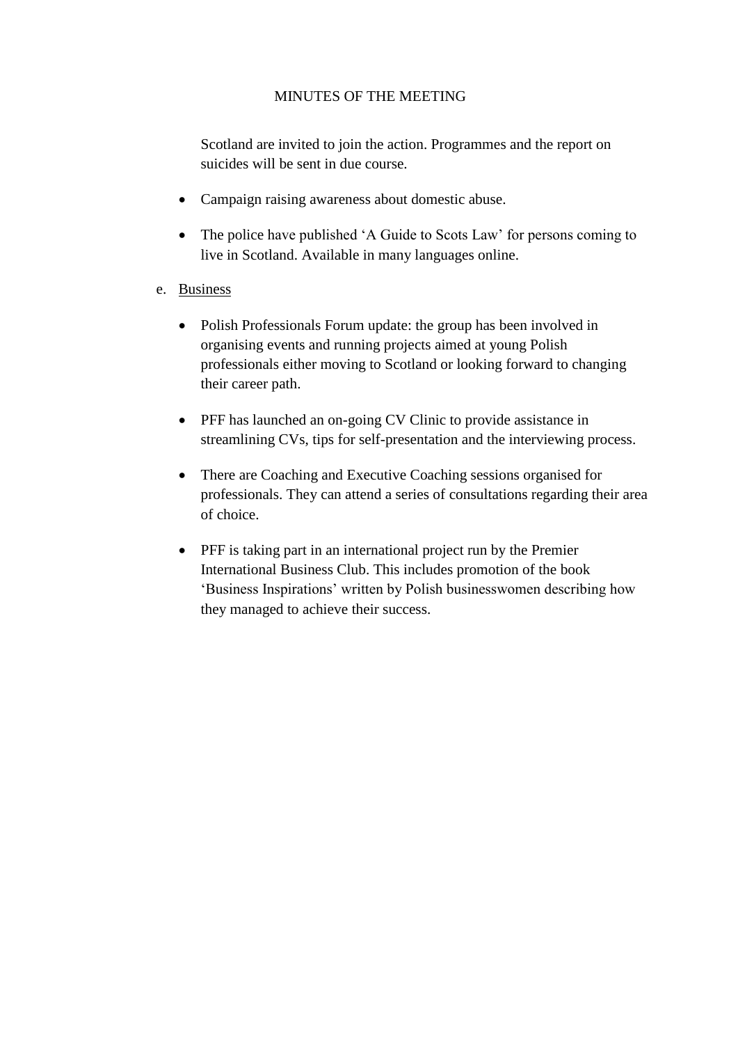Scotland are invited to join the action. Programmes and the report on suicides will be sent in due course.

- Campaign raising awareness about domestic abuse.

- The police have published 'A Guide to Scots Law' for persons coming to live in Scotland. Available in many languages online.

e. <u>Business</u>

- Polish Professionals Forum update: the group has been involved in organising events and running projects aimed at young Polish professionals either moving to Scotland or looking forward to changing their career path.

- PFF has launched an on-going CV Clinic to provide assistance in streamlining CVs, tips for self-presentation and the interviewing process.

- There are Coaching and Executive Coaching sessions organised for professionals. They can attend a series of consultations regarding their area of choice.

- PFF is taking part in an international project run by the Premier International Business Club. This includes promotion of the book 'Business Inspirations' written by Polish businesswomen describing how they managed to achieve their success.